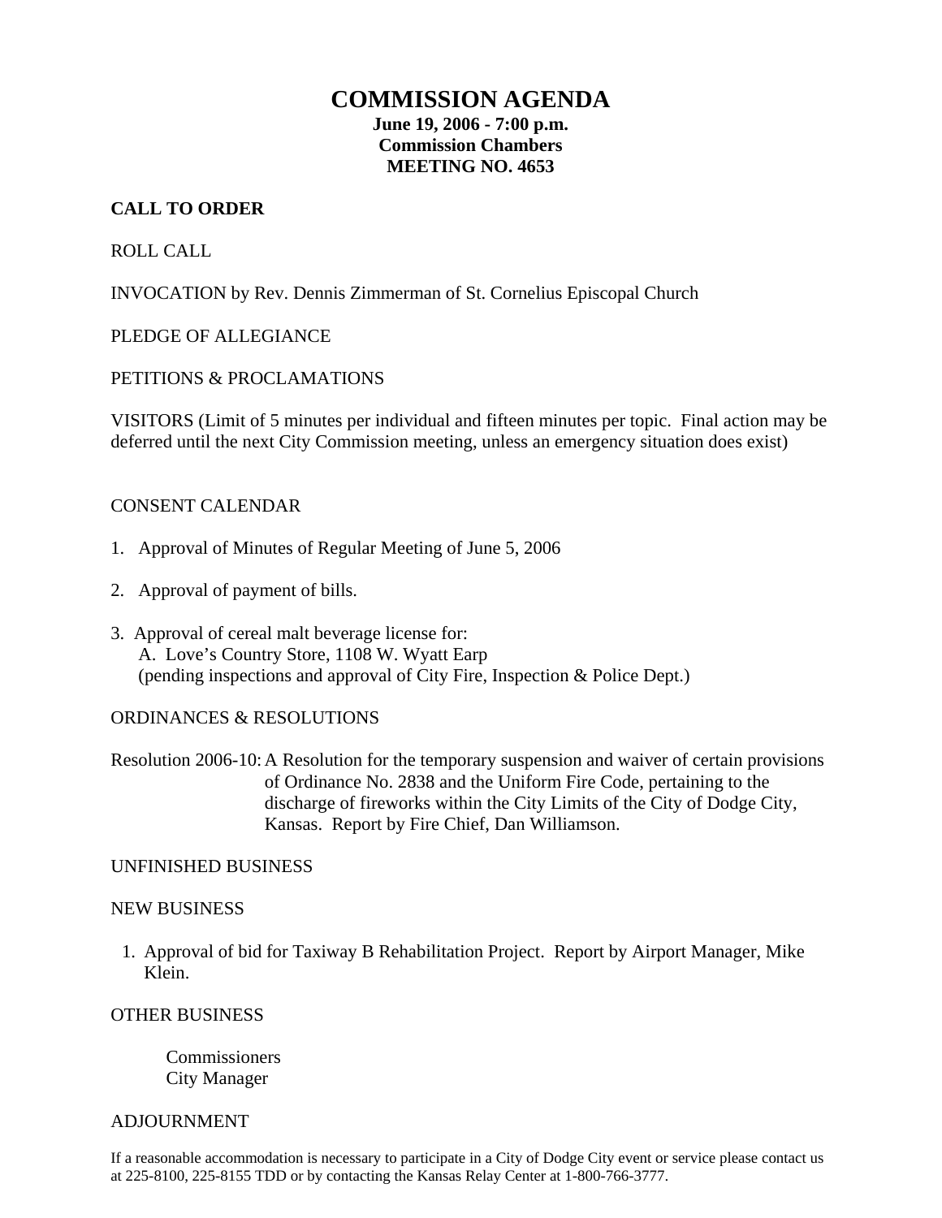# COMMISSION AGENDA

**June 19, 2006 - 7:00 p.m.**
**Commission Chambers**
**MEETING NO. 4653**

**CALL TO ORDER**

ROLL CALL

INVOCATION by Rev. Dennis Zimmerman of St. Cornelius Episcopal Church

PLEDGE OF ALLEGIANCE

PETITIONS & PROCLAMATIONS

VISITORS (Limit of 5 minutes per individual and fifteen minutes per topic. Final action may be deferred until the next City Commission meeting, unless an emergency situation does exist)

CONSENT CALENDAR

1. Approval of Minutes of Regular Meeting of June 5, 2006

2. Approval of payment of bills.

3. Approval of cereal malt beverage license for:
   A. Love's Country Store, 1108 W. Wyatt Earp
   (pending inspections and approval of City Fire, Inspection & Police Dept.)

ORDINANCES & RESOLUTIONS

Resolution 2006-10: A Resolution for the temporary suspension and waiver of certain provisions of Ordinance No. 2838 and the Uniform Fire Code, pertaining to the discharge of fireworks within the City Limits of the City of Dodge City, Kansas. Report by Fire Chief, Dan Williamson.

UNFINISHED BUSINESS

NEW BUSINESS

1. Approval of bid for Taxiway B Rehabilitation Project. Report by Airport Manager, Mike Klein.

OTHER BUSINESS

Commissioners
City Manager

ADJOURNMENT

If a reasonable accommodation is necessary to participate in a City of Dodge City event or service please contact us at 225-8100, 225-8155 TDD or by contacting the Kansas Relay Center at 1-800-766-3777.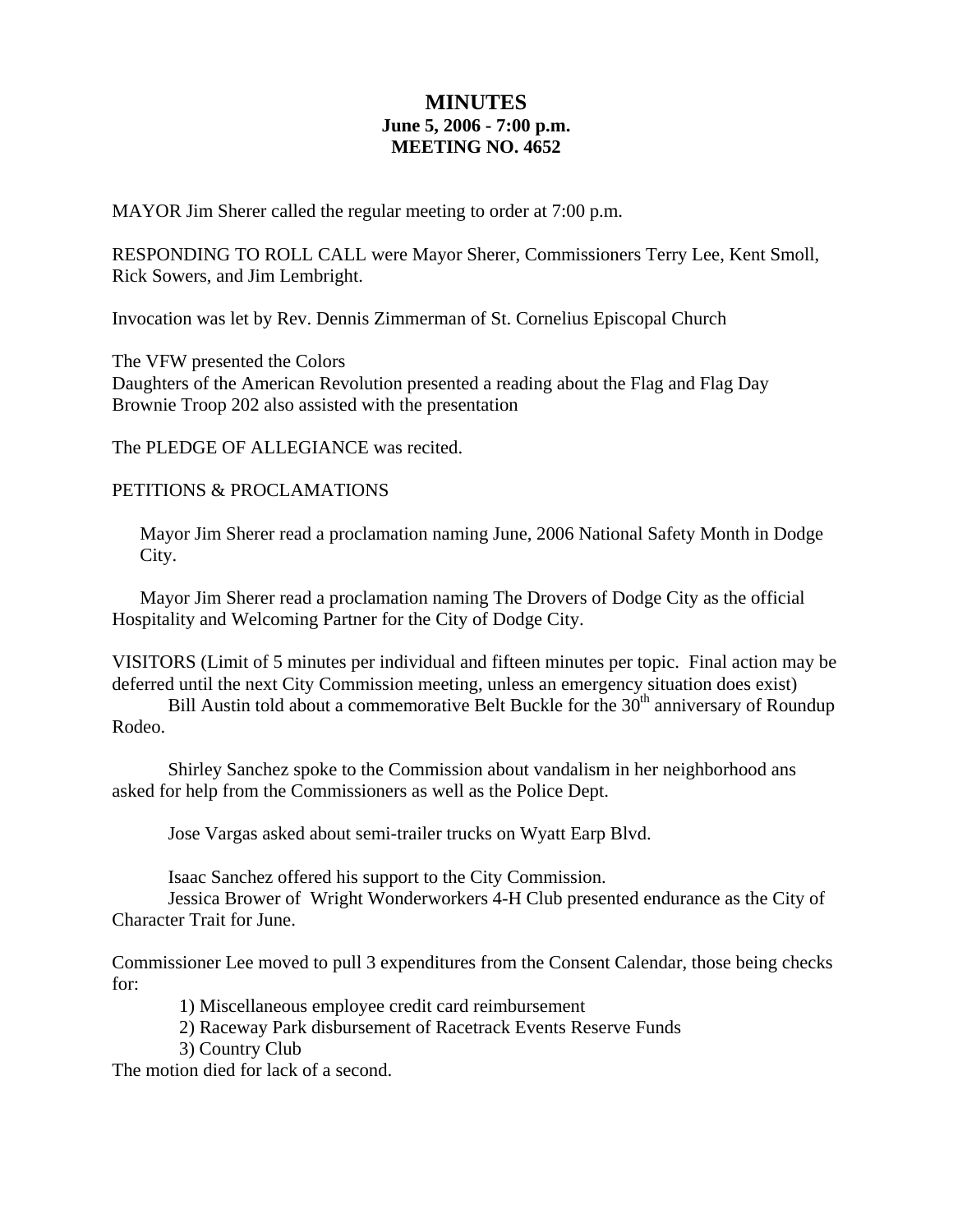# MINUTES

**June 5, 2006 - 7:00 p.m.**
**MEETING NO. 4652**

MAYOR Jim Sherer called the regular meeting to order at 7:00 p.m.

RESPONDING TO ROLL CALL were Mayor Sherer, Commissioners Terry Lee, Kent Smoll, Rick Sowers, and Jim Lembright.

Invocation was let by Rev. Dennis Zimmerman of St. Cornelius Episcopal Church

The VFW presented the Colors
Daughters of the American Revolution presented a reading about the Flag and Flag Day
Brownie Troop 202 also assisted with the presentation

The PLEDGE OF ALLEGIANCE was recited.

PETITIONS & PROCLAMATIONS

Mayor Jim Sherer read a proclamation naming June, 2006 National Safety Month in Dodge City.

Mayor Jim Sherer read a proclamation naming The Drovers of Dodge City as the official Hospitality and Welcoming Partner for the City of Dodge City.

VISITORS (Limit of 5 minutes per individual and fifteen minutes per topic. Final action may be deferred until the next City Commission meeting, unless an emergency situation does exist)

Bill Austin told about a commemorative Belt Buckle for the 30th anniversary of Roundup Rodeo.

Shirley Sanchez spoke to the Commission about vandalism in her neighborhood ans asked for help from the Commissioners as well as the Police Dept.

Jose Vargas asked about semi-trailer trucks on Wyatt Earp Blvd.

Isaac Sanchez offered his support to the City Commission.

Jessica Brower of Wright Wonderworkers 4-H Club presented endurance as the City of Character Trait for June.

Commissioner Lee moved to pull 3 expenditures from the Consent Calendar, those being checks for:

1) Miscellaneous employee credit card reimbursement
2) Raceway Park disbursement of Racetrack Events Reserve Funds
3) Country Club

The motion died for lack of a second.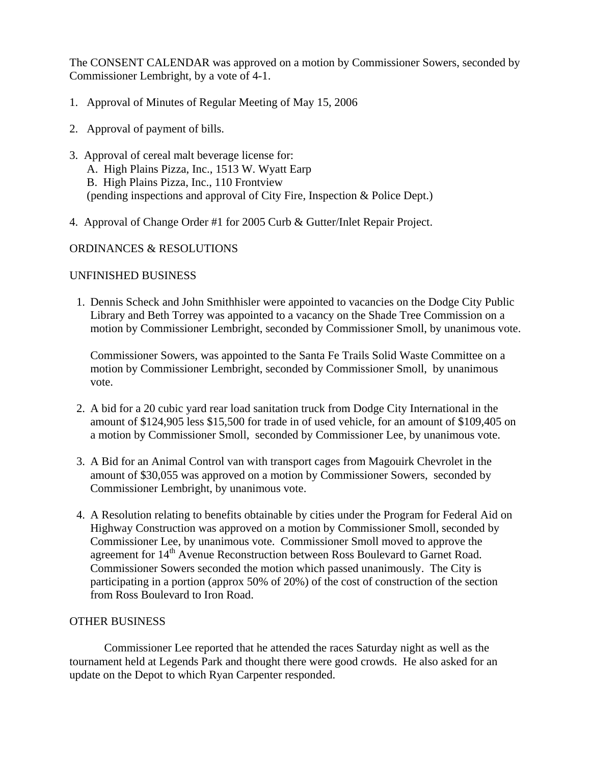The CONSENT CALENDAR was approved on a motion by Commissioner Sowers, seconded by Commissioner Lembright, by a vote of 4-1.

1. Approval of Minutes of Regular Meeting of May 15, 2006

2. Approval of payment of bills.

3. Approval of cereal malt beverage license for:
   A. High Plains Pizza, Inc., 1513 W. Wyatt Earp
   B. High Plains Pizza, Inc., 110 Frontview
   (pending inspections and approval of City Fire, Inspection & Police Dept.)

4. Approval of Change Order #1 for 2005 Curb & Gutter/Inlet Repair Project.

ORDINANCES & RESOLUTIONS

UNFINISHED BUSINESS

1. Dennis Scheck and John Smithhisler were appointed to vacancies on the Dodge City Public Library and Beth Torrey was appointed to a vacancy on the Shade Tree Commission on a motion by Commissioner Lembright, seconded by Commissioner Smoll, by unanimous vote.

   Commissioner Sowers, was appointed to the Santa Fe Trails Solid Waste Committee on a motion by Commissioner Lembright, seconded by Commissioner Smoll, by unanimous vote.

2. A bid for a 20 cubic yard rear load sanitation truck from Dodge City International in the amount of $124,905 less $15,500 for trade in of used vehicle, for an amount of $109,405 on a motion by Commissioner Smoll, seconded by Commissioner Lee, by unanimous vote.

3. A Bid for an Animal Control van with transport cages from Magouirk Chevrolet in the amount of $30,055 was approved on a motion by Commissioner Sowers, seconded by Commissioner Lembright, by unanimous vote.

4. A Resolution relating to benefits obtainable by cities under the Program for Federal Aid on Highway Construction was approved on a motion by Commissioner Smoll, seconded by Commissioner Lee, by unanimous vote. Commissioner Smoll moved to approve the agreement for 14th Avenue Reconstruction between Ross Boulevard to Garnet Road. Commissioner Sowers seconded the motion which passed unanimously. The City is participating in a portion (approx 50% of 20%) of the cost of construction of the section from Ross Boulevard to Iron Road.

OTHER BUSINESS

Commissioner Lee reported that he attended the races Saturday night as well as the tournament held at Legends Park and thought there were good crowds. He also asked for an update on the Depot to which Ryan Carpenter responded.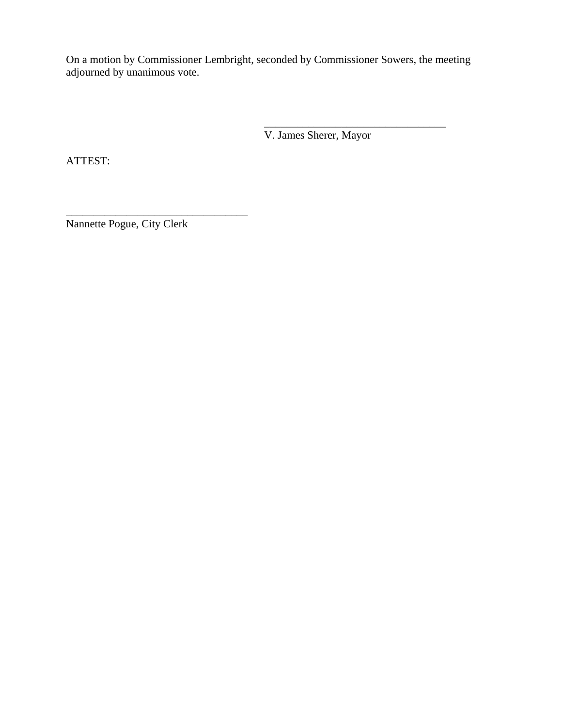On a motion by Commissioner Lembright, seconded by Commissioner Sowers, the meeting adjourned by unanimous vote.

_________________________________
V. James Sherer, Mayor

ATTEST:

_________________________________
Nannette Pogue, City Clerk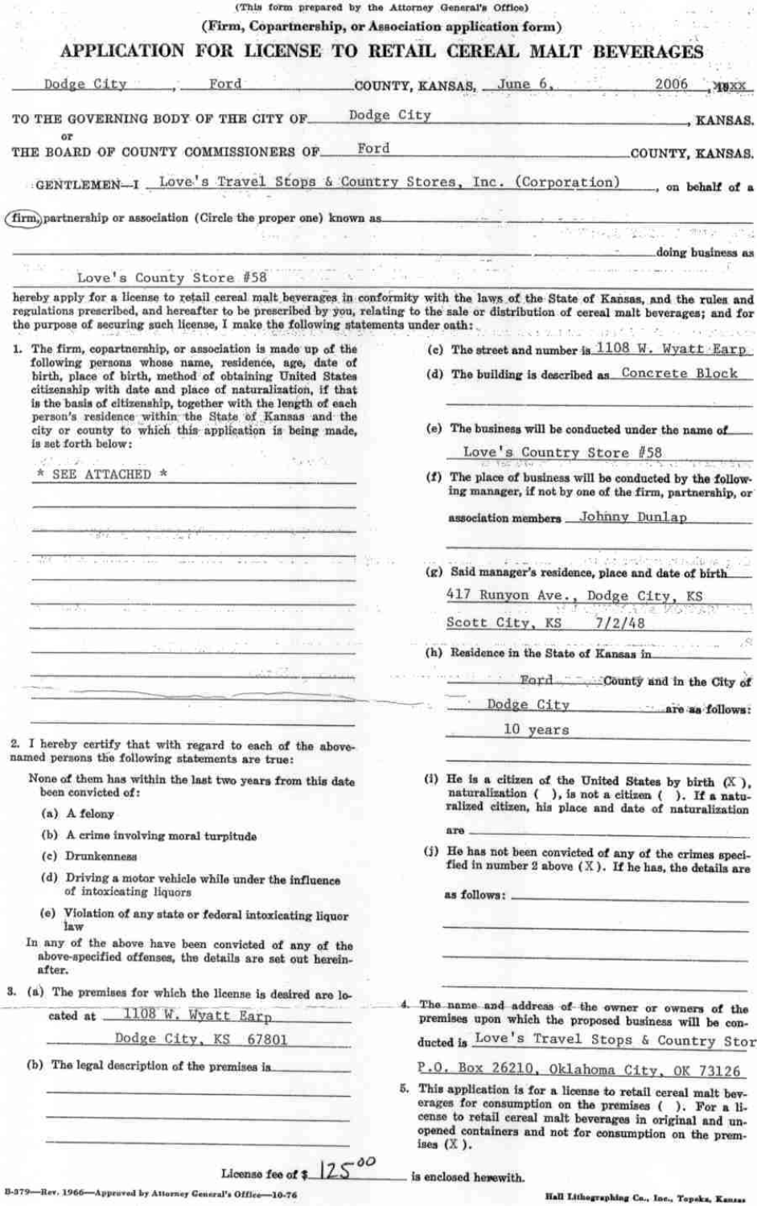(This form prepared by the Attorney General's Office)

(Firm, Copartnership, or Association application form)

# APPLICATION FOR LICENSE TO RETAIL CEREAL MALT BEVERAGES

Dodge City, Ford COUNTY, KANSAS, June 6, 2006, 19XX

TO THE GOVERNING BODY OF THE CITY OF Dodge City, KANSAS.

or

THE BOARD OF COUNTY COMMISSIONERS OF Ford COUNTY, KANSAS.

GENTLEMEN—I Love's Travel Stops & Country Stores, Inc. (Corporation), on behalf of a firm, partnership or association (Circle the proper one) known as ______ doing business as Love's County Store #58

hereby apply for a license to retail cereal malt beverages in conformity with the laws of the State of Kansas, and the rules and regulations prescribed, and hereafter to be prescribed by you, relating to the sale or distribution of cereal malt beverages; and for the purpose of securing such license, I make the following statements under oath:

1. The firm, copartnership, or association is made up of the following persons whose name, residence, age, date of birth, place of birth, method of obtaining United States citizenship with date and place of naturalization, if that is the basis of citizenship, together with the length of each person's residence within the State of Kansas and the city or county to which this application is being made, is set forth below:

   * SEE ATTACHED *

2. I hereby certify that with regard to each of the above-named persons the following statements are true:

   None of them has within the last two years from this date been convicted of:

   (a) A felony

   (b) A crime involving moral turpitude

   (c) Drunkenness

   (d) Driving a motor vehicle while under the influence of intoxicating liquors

   (e) Violation of any state or federal intoxicating liquor law

   In any of the above have been convicted of any of the above-specified offenses, the details are set out hereinafter.

3. (a) The premises for which the license is desired are located at 1108 W. Wyatt Earp Dodge City, KS 67801

   (b) The legal description of the premises is ______

   (c) The street and number is 1108 W. Wyatt Earp

   (d) The building is described as Concrete Block

   (e) The business will be conducted under the name of Love's Country Store #58

   (f) The place of business will be conducted by the following manager, if not by one of the firm, partnership, or association members Johnny Dunlap

   (g) Said manager's residence, place and date of birth 417 Runyon Ave., Dodge City, KS Scott City, KS 7/2/48

   (h) Residence in the State of Kansas in Ford County and in the City of Dodge City are as follows: 10 years

   (i) He is a citizen of the United States by birth (X), naturalization ( ), is not a citizen ( ). If a naturalized citizen, his place and date of naturalization are ______

   (j) He has not been convicted of any of the crimes specified in number 2 above (X). If he has, the details are as follows: ______

4. The name and address of the owner or owners of the premises upon which the proposed business will be conducted is Love's Travel Stops & Country Stor P.O. Box 26210, Oklahoma City, OK 73126

5. This application is for a license to retail cereal malt beverages for consumption on the premises ( ). For a license to retail cereal malt beverages in original and unopened containers and not for consumption on the premises (X).

License fee of $125.00 is enclosed herewith.

B-379—Rev. 1966—Approved by Attorney General's Office—10-76

Hall Lithographing Co., Inc., Topeka, Kansas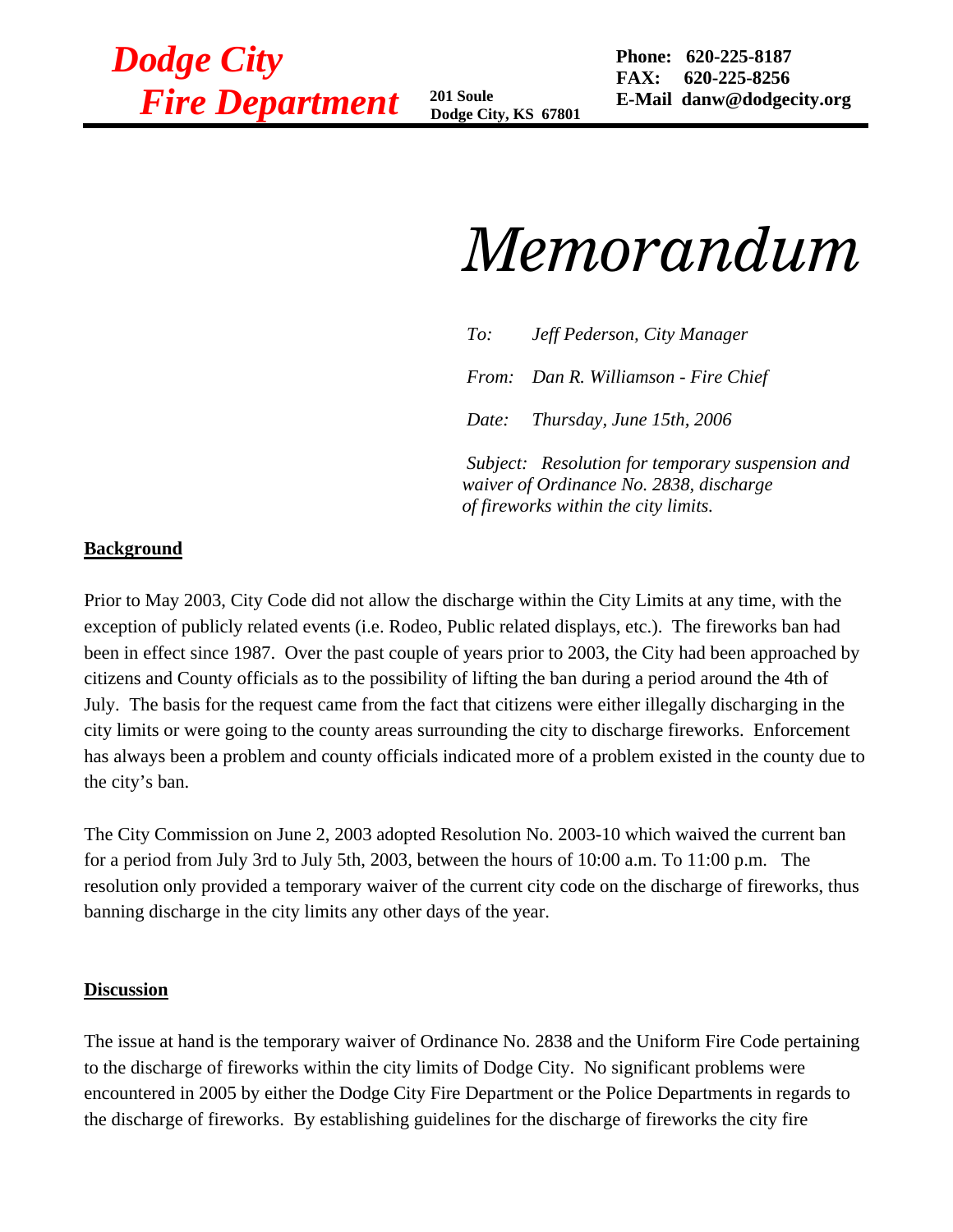# *Dodge City Fire Department*

**201 Soule**
**Dodge City, KS 67801**

**Phone: 620-225-8187**
**FAX: 620-225-8256**
**E-Mail danw@dodgecity.org**

# *Memorandum*

*To:* *Jeff Pederson, City Manager*

*From:* *Dan R. Williamson - Fire Chief*

*Date:* *Thursday, June 15th, 2006*

*Subject:* *Resolution for temporary suspension and waiver of Ordinance No. 2838, discharge of fireworks within the city limits.*

**Background**

Prior to May 2003, City Code did not allow the discharge within the City Limits at any time, with the exception of publicly related events (i.e. Rodeo, Public related displays, etc.). The fireworks ban had been in effect since 1987. Over the past couple of years prior to 2003, the City had been approached by citizens and County officials as to the possibility of lifting the ban during a period around the 4th of July. The basis for the request came from the fact that citizens were either illegally discharging in the city limits or were going to the county areas surrounding the city to discharge fireworks. Enforcement has always been a problem and county officials indicated more of a problem existed in the county due to the city's ban.

The City Commission on June 2, 2003 adopted Resolution No. 2003-10 which waived the current ban for a period from July 3rd to July 5th, 2003, between the hours of 10:00 a.m. To 11:00 p.m. The resolution only provided a temporary waiver of the current city code on the discharge of fireworks, thus banning discharge in the city limits any other days of the year.

**Discussion**

The issue at hand is the temporary waiver of Ordinance No. 2838 and the Uniform Fire Code pertaining to the discharge of fireworks within the city limits of Dodge City. No significant problems were encountered in 2005 by either the Dodge City Fire Department or the Police Departments in regards to the discharge of fireworks. By establishing guidelines for the discharge of fireworks the city fire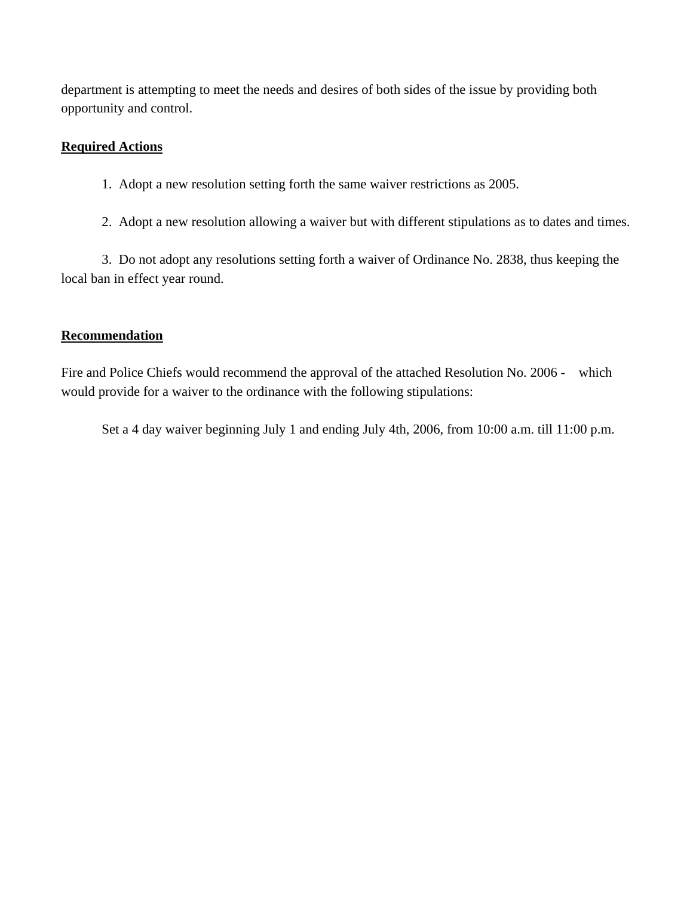department is attempting to meet the needs and desires of both sides of the issue by providing both opportunity and control.

**Required Actions**

1. Adopt a new resolution setting forth the same waiver restrictions as 2005.

2. Adopt a new resolution allowing a waiver but with different stipulations as to dates and times.

3. Do not adopt any resolutions setting forth a waiver of Ordinance No. 2838, thus keeping the local ban in effect year round.

**Recommendation**

Fire and Police Chiefs would recommend the approval of the attached Resolution No. 2006 - which would provide for a waiver to the ordinance with the following stipulations:

Set a 4 day waiver beginning July 1 and ending July 4th, 2006, from 10:00 a.m. till 11:00 p.m.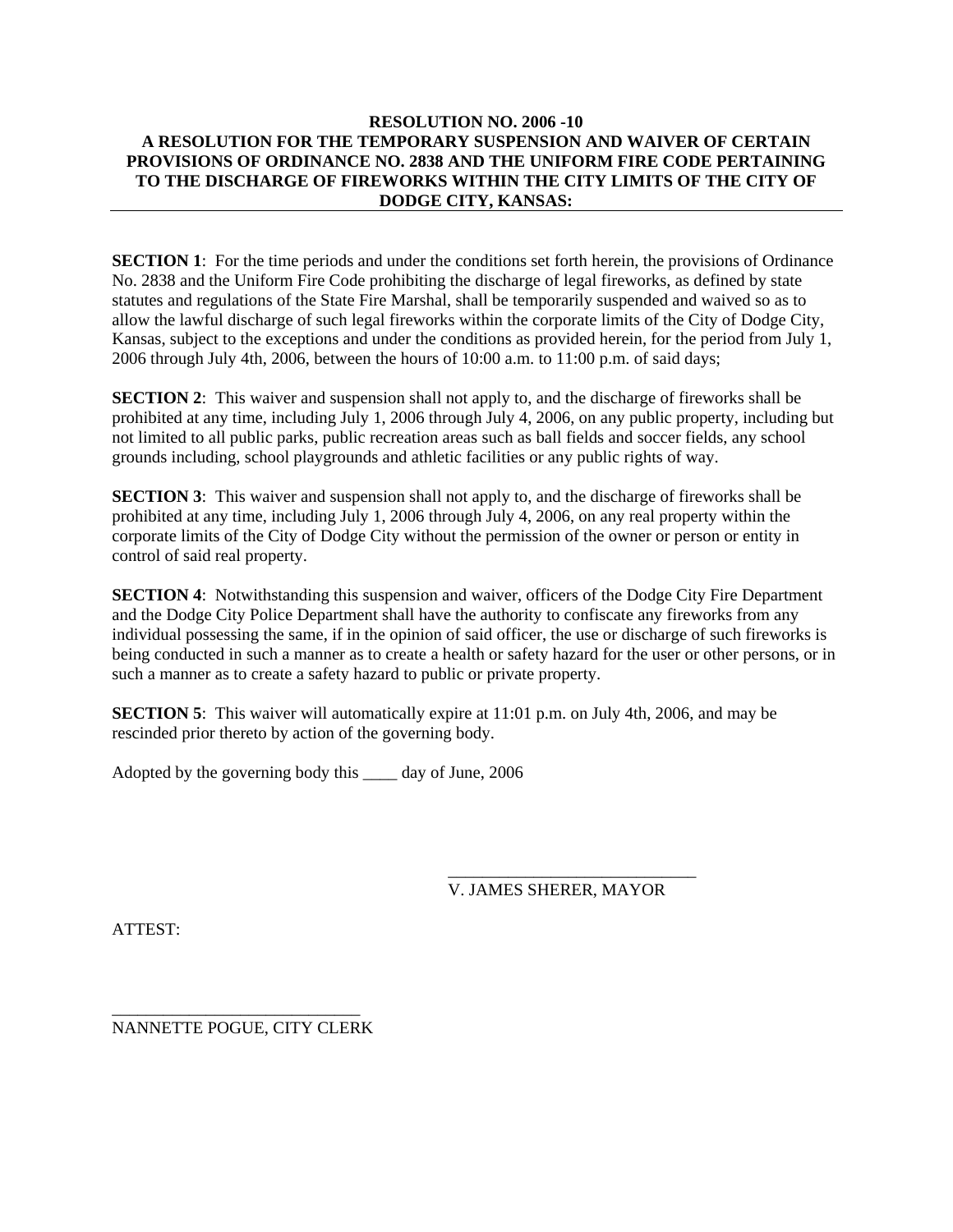**RESOLUTION NO. 2006 -10**
**A RESOLUTION FOR THE TEMPORARY SUSPENSION AND WAIVER OF CERTAIN PROVISIONS OF ORDINANCE NO. 2838 AND THE UNIFORM FIRE CODE PERTAINING TO THE DISCHARGE OF FIREWORKS WITHIN THE CITY LIMITS OF THE CITY OF DODGE CITY, KANSAS:**

**SECTION 1**: For the time periods and under the conditions set forth herein, the provisions of Ordinance No. 2838 and the Uniform Fire Code prohibiting the discharge of legal fireworks, as defined by state statutes and regulations of the State Fire Marshal, shall be temporarily suspended and waived so as to allow the lawful discharge of such legal fireworks within the corporate limits of the City of Dodge City, Kansas, subject to the exceptions and under the conditions as provided herein, for the period from July 1, 2006 through July 4th, 2006, between the hours of 10:00 a.m. to 11:00 p.m. of said days;

**SECTION 2**: This waiver and suspension shall not apply to, and the discharge of fireworks shall be prohibited at any time, including July 1, 2006 through July 4, 2006, on any public property, including but not limited to all public parks, public recreation areas such as ball fields and soccer fields, any school grounds including, school playgrounds and athletic facilities or any public rights of way.

**SECTION 3**: This waiver and suspension shall not apply to, and the discharge of fireworks shall be prohibited at any time, including July 1, 2006 through July 4, 2006, on any real property within the corporate limits of the City of Dodge City without the permission of the owner or person or entity in control of said real property.

**SECTION 4**: Notwithstanding this suspension and waiver, officers of the Dodge City Fire Department and the Dodge City Police Department shall have the authority to confiscate any fireworks from any individual possessing the same, if in the opinion of said officer, the use or discharge of such fireworks is being conducted in such a manner as to create a health or safety hazard for the user or other persons, or in such a manner as to create a safety hazard to public or private property.

**SECTION 5**: This waiver will automatically expire at 11:01 p.m. on July 4th, 2006, and may be rescinded prior thereto by action of the governing body.

Adopted by the governing body this ____ day of June, 2006

_____________________________
V. JAMES SHERER, MAYOR

ATTEST:

_____________________________
NANNETTE POGUE, CITY CLERK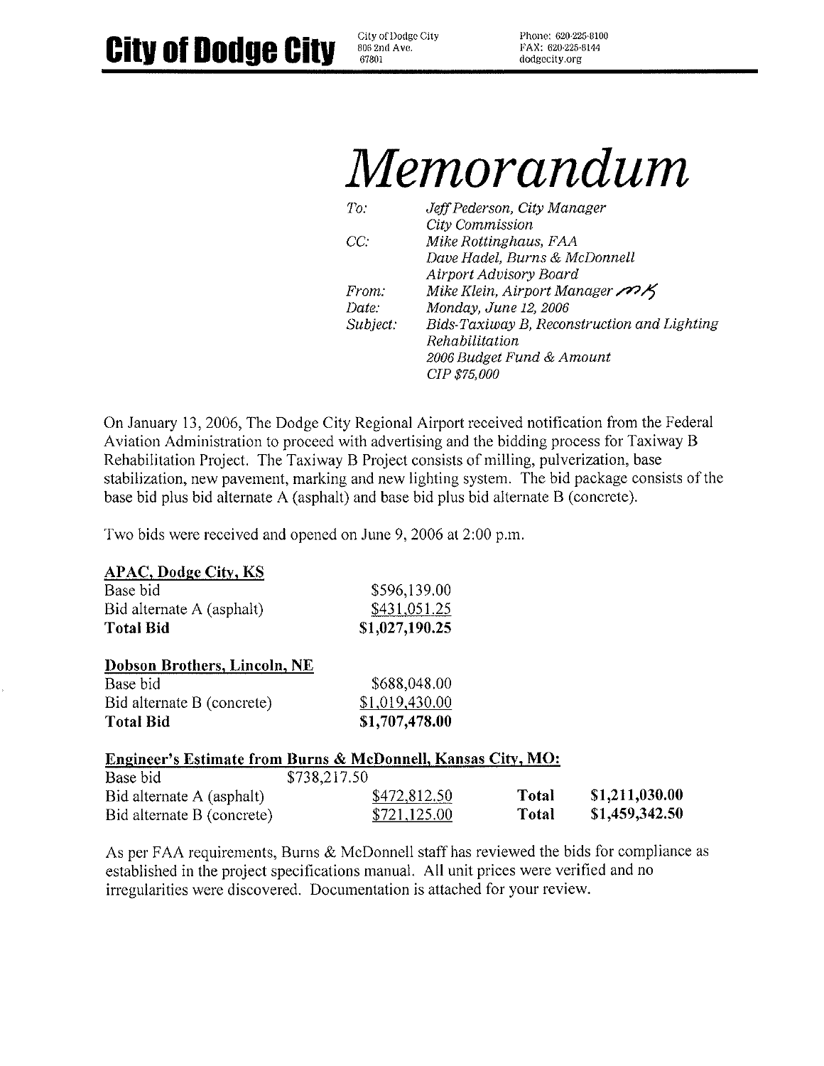# City of Dodge City

City of Dodge City
806 2nd Ave.
67801

Phone: 620-225-8100
FAX: 620-225-8144
dodgecity.org

# *Memorandum*

| | |
|---|---|
| *To:* | *Jeff Pederson, City Manager* |
| | *City Commission* |
| *CC:* | *Mike Rottinghaus, FAA* |
| | *Dave Hadel, Burns & McDonnell* |
| | *Airport Advisory Board* |
| *From:* | *Mike Klein, Airport Manager* mk |
| *Date:* | *Monday, June 12, 2006* |
| *Subject:* | *Bids-Taxiway B, Reconstruction and Lighting Rehabilitation* |
| | *2006 Budget Fund & Amount* |
| | *CIP $75,000* |

On January 13, 2006, The Dodge City Regional Airport received notification from the Federal Aviation Administration to proceed with advertising and the bidding process for Taxiway B Rehabilitation Project. The Taxiway B Project consists of milling, pulverization, base stabilization, new pavement, marking and new lighting system. The bid package consists of the base bid plus bid alternate A (asphalt) and base bid plus bid alternate B (concrete).

Two bids were received and opened on June 9, 2006 at 2:00 p.m.

**APAC, Dodge City, KS**

| | |
|---|---|
| Base bid | $596,139.00 |
| Bid alternate A (asphalt) | $431,051.25 |
| **Total Bid** | **$1,027,190.25** |

**Dobson Brothers, Lincoln, NE**

| | |
|---|---|
| Base bid | $688,048.00 |
| Bid alternate B (concrete) | $1,019,430.00 |
| **Total Bid** | **$1,707,478.00** |

**Engineer's Estimate from Burns & McDonnell, Kansas City, MO:**

| | | | | |
|---|---|---|---|---|
| Base bid | $738,217.50 | | | |
| Bid alternate A (asphalt) | | $472,812.50 | **Total** | **$1,211,030.00** |
| Bid alternate B (concrete) | | $721,125.00 | **Total** | **$1,459,342.50** |

As per FAA requirements, Burns & McDonnell staff has reviewed the bids for compliance as established in the project specifications manual. All unit prices were verified and no irregularities were discovered. Documentation is attached for your review.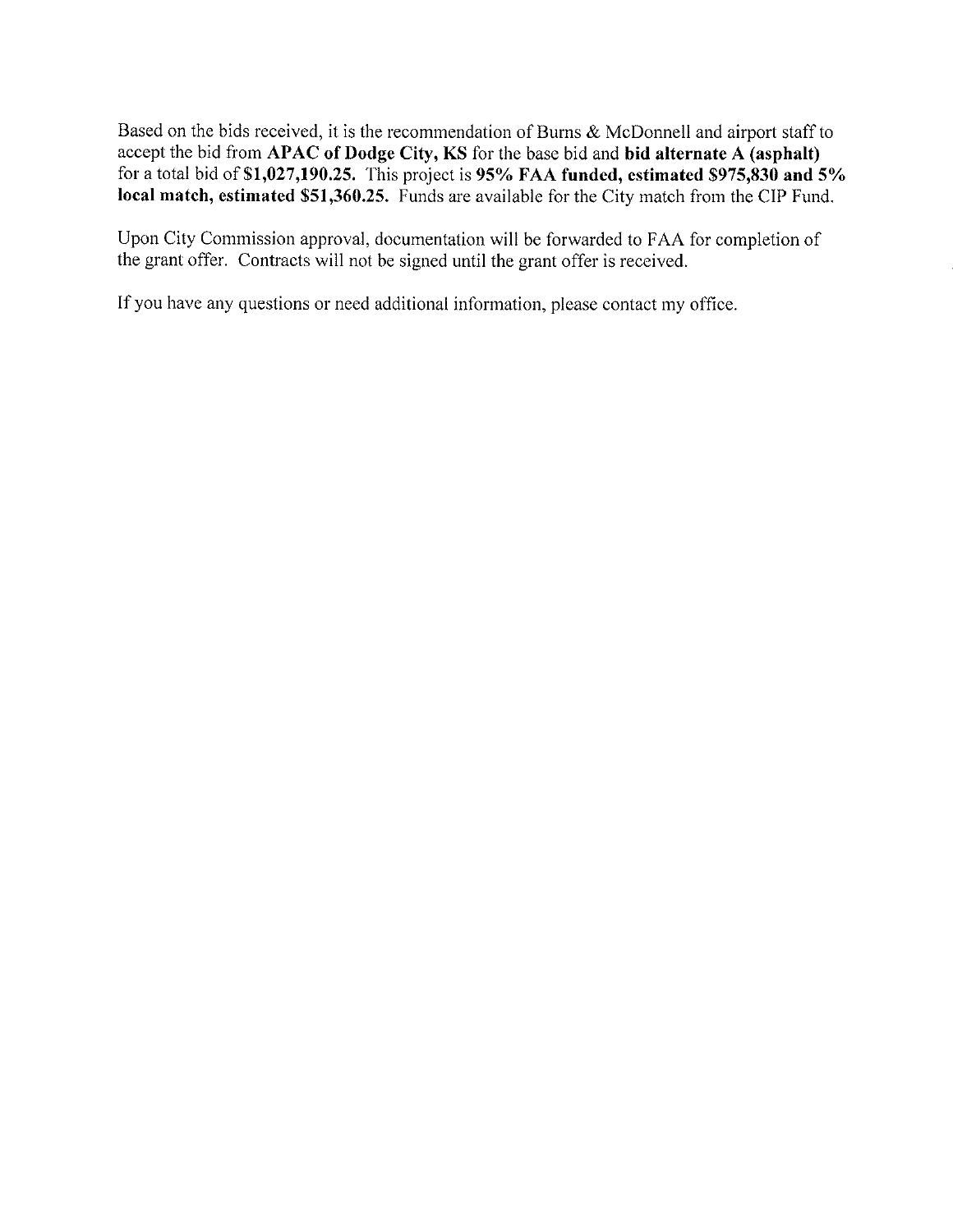Based on the bids received, it is the recommendation of Burns & McDonnell and airport staff to accept the bid from **APAC of Dodge City, KS** for the base bid and **bid alternate A (asphalt)** for a total bid of **$1,027,190.25.** This project is **95% FAA funded, estimated $975,830 and 5% local match, estimated $51,360.25.** Funds are available for the City match from the CIP Fund.

Upon City Commission approval, documentation will be forwarded to FAA for completion of the grant offer. Contracts will not be signed until the grant offer is received.

If you have any questions or need additional information, please contact my office.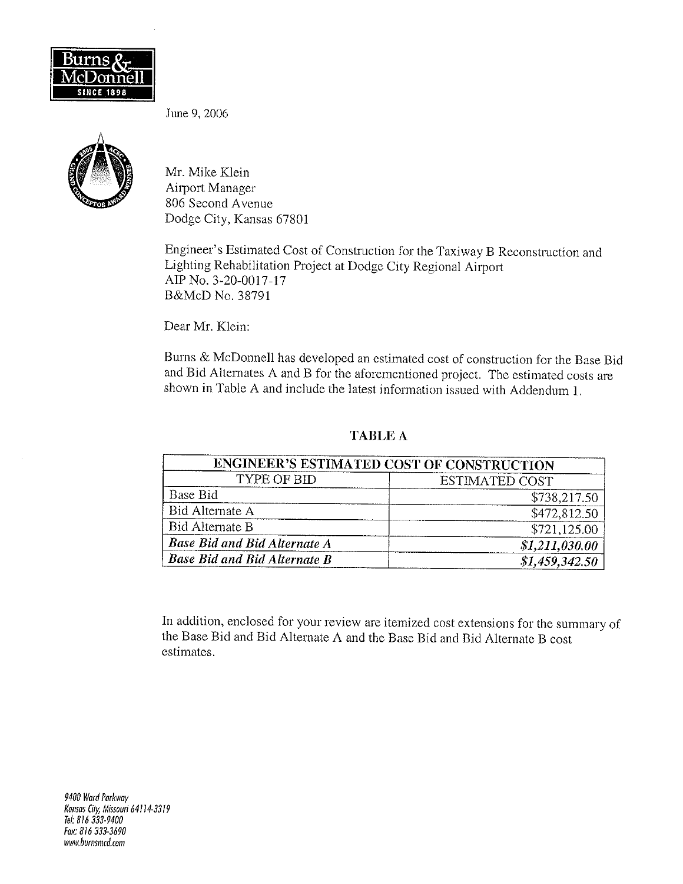Burns & McDonnell

SINCE 1898

June 9, 2006

Mr. Mike Klein
Airport Manager
806 Second Avenue
Dodge City, Kansas 67801

Engineer's Estimated Cost of Construction for the Taxiway B Reconstruction and Lighting Rehabilitation Project at Dodge City Regional Airport
AIP No. 3-20-0017-17
B&McD No. 38791

Dear Mr. Klein:

Burns & McDonnell has developed an estimated cost of construction for the Base Bid and Bid Alternates A and B for the aforementioned project. The estimated costs are shown in Table A and include the latest information issued with Addendum 1.

**TABLE A**

| ENGINEER'S ESTIMATED COST OF CONSTRUCTION | |
|---|---|
| TYPE OF BID | ESTIMATED COST |
| Base Bid | $738,217.50 |
| Bid Alternate A | $472,812.50 |
| Bid Alternate B | $721,125.00 |
| ***Base Bid and Bid Alternate A*** | ***$1,211,030.00*** |
| ***Base Bid and Bid Alternate B*** | ***$1,459,342.50*** |

In addition, enclosed for your review are itemized cost extensions for the summary of the Base Bid and Bid Alternate A and the Base Bid and Bid Alternate B cost estimates.

*9400 Ward Parkway*
*Kansas City, Missouri 64114-3319*
*Tel: 816 333-9400*
*Fax: 816 333-3690*
*www.burnsmcd.com*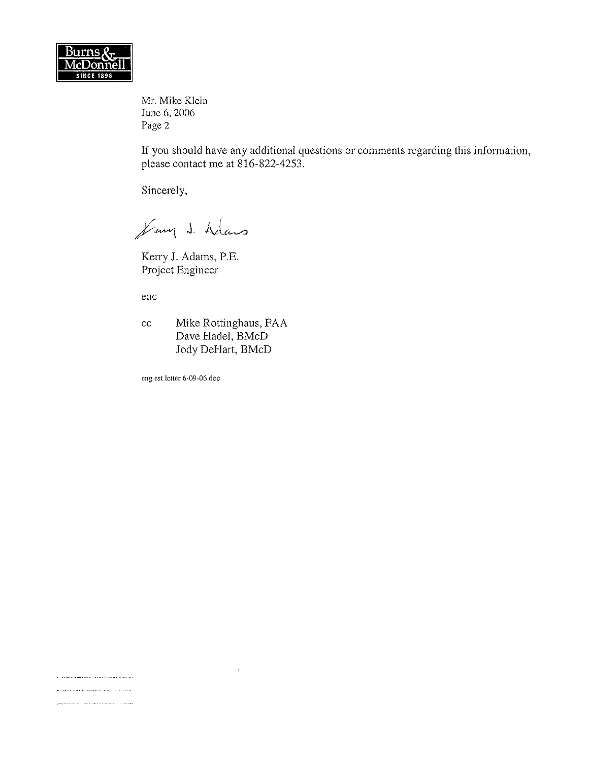Mr. Mike Klein
June 6, 2006
Page 2

If you should have any additional questions or comments regarding this information, please contact me at 816-822-4253.

Sincerely,

Kerry J. Adams, P.E.
Project Engineer

enc

cc Mike Rottinghaus, FAA
Dave Hadel, BMcD
Jody DeHart, BMcD

eng est letter 6-09-06.doc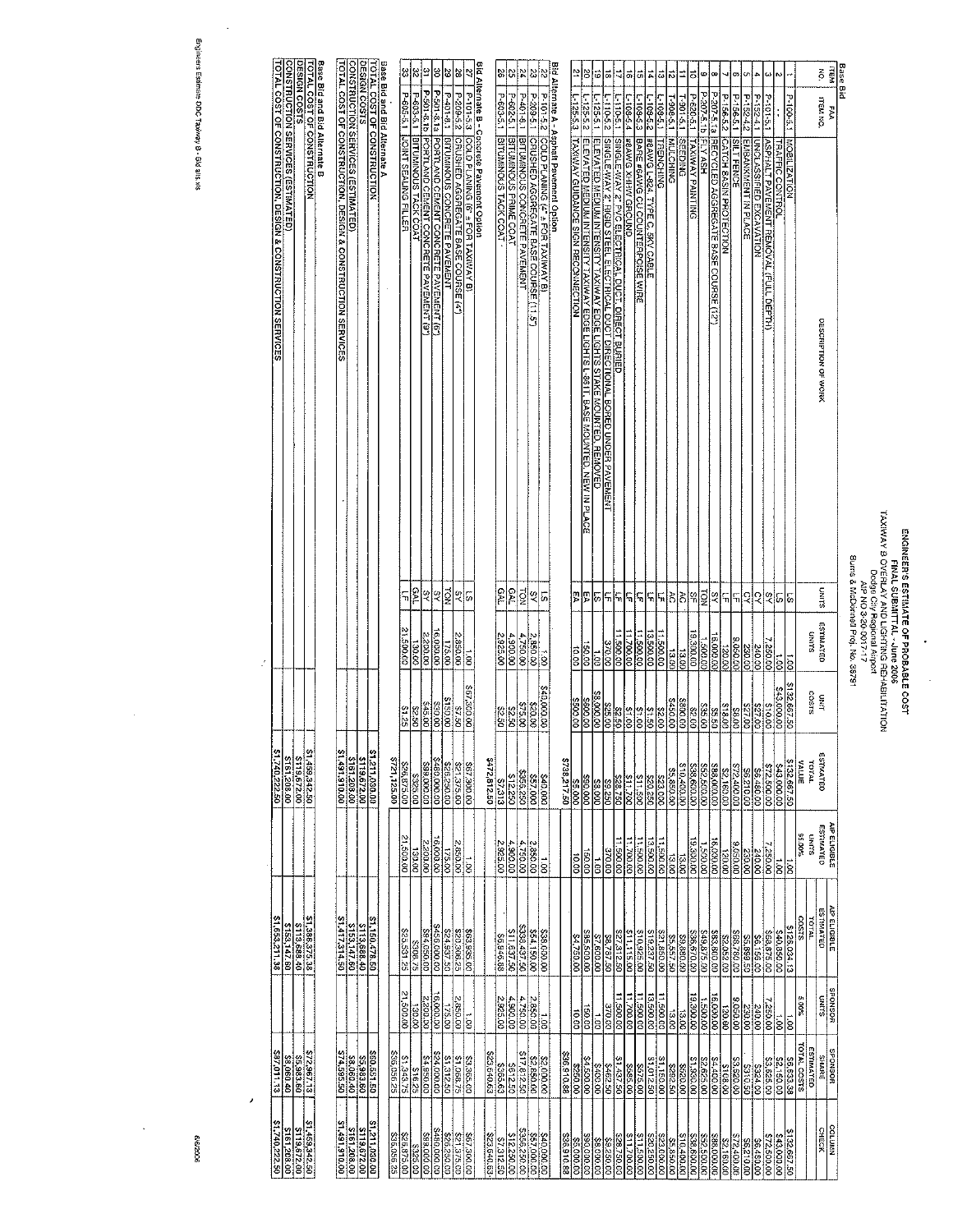# ENGINEER'S ESTIMATE OF PROBABLE COST

**FINAL SUBMITTAL - June 2006**
**TAXIWAY B OVERLAY AND LIGHTING REHABILITATION**
Dodge City Regional Airport
AIP No. 3-20-0017-17
Burns & McDonnell Proj. No. 38791

| ITEM NO | FAA ITEM NO. | DESCRIPTION OF WORK | UNITS | ESTIMATED UNITS | UNIT COSTS | ESTIMATED TOTAL VALUE | AIP ELIGIBLE ESTIMATED UNITS | AIP ELIGIBLE ESTIMATED TOTAL COSTS | SPONSOR UNITS | SPONSOR SHARE ESTIMATED TOTAL COSTS | COLUMN CHECK |
|---|---|---|---|---|---|---|---|---|---|---|---|
| | | | | | | | 95.00% | | 5.00% | | |
| **Base Bid** | | | | | | | | | | | |
| 1 | P-100-5.1 | MOBILIZATION | LS | 1.00 | $132,667.50 | $132,667.50 | 1.00 | $126,034.13 | 1.00 | $6,633.38 | $132,667.50 |
| 2 | | TRAFFIC CONTROL | LS | 1.00 | $43,000.00 | $43,000.00 | 1.00 | $40,850.00 | 1.00 | $2,150.00 | $43,000.00 |
| 3 | P-101-5.1 | ASPHALT PAVEMENT REMOVAL (FULL DEPTH) | SY | 7,250.00 | $10.00 | $72,500.00 | 7,250.00 | $68,875.00 | 7,250.00 | $3,625.00 | $72,500.00 |
| 4 | P-152-4.1 | UNCLASSIFIED EXCAVATION | CY | 240.00 | $27.00 | $6,480.00 | 240.00 | $6,156.00 | 240.00 | $324.00 | $6,480.00 |
| 5 | P-152-4.2 | EMBANKMENT IN PLACE | CY | 230.00 | $27.00 | $6,210.00 | 230.00 | $5,899.50 | 230.00 | $310.50 | $6,210.00 |
| 6 | P-156-5.1 | SILT FENCE | LF | 9,050.00 | $8.00 | $72,400.00 | 9,050.00 | $68,780.00 | 9,050.00 | $3,620.00 | $72,400.00 |
| 7 | P-156-5.2 | CATCH BASIN PROTECTION | LF | 120.00 | $18.00 | $2,160.00 | 120.00 | $2,052.00 | 120.00 | $108.00 | $2,160.00 |
| 8 | P-207-5.1a | RECYCLED AGGREGATE BASE COURSE (12") | SY | 16,000.00 | $5.50 | $88,000.00 | 16,000.00 | $83,600.00 | 16,000.00 | $4,400.00 | $88,000.00 |
| 9 | P-207-5.1b | FLY ASH | TON | 1,500.00 | $35.00 | $52,500.00 | 1,500.00 | $49,875.00 | 1,500.00 | $2,625.00 | $52,500.00 |
| 10 | P-620-5.1 | TAXIWAY PAINTING | SF | 19,300.00 | $2.00 | $38,600.00 | 19,300.00 | $36,670.00 | 19,300.00 | $1,930.00 | $38,600.00 |
| 11 | T-901-5.1 | SEEDING | AC | 13.00 | $800.00 | $10,400.00 | 13.00 | $9,880.00 | 13.00 | $520.00 | $10,400.00 |
| 12 | T-908-5.1 | MULCHING | AC | 13.00 | $450.00 | $5,850.00 | 13.00 | $5,557.50 | 13.00 | $292.50 | $5,850.00 |
| 13 | L-108-5.1 | TRENCHING | LF | 11,500.00 | $2.00 | $23,000.00 | 11,500.00 | $21,850.00 | 11,500.00 | $1,150.00 | $23,000.00 |
| 14 | L-108-5.2 | #8AWG L-824, TYPE C, 5KV CABLE | LF | 13,500.00 | $1.50 | $20,250.00 | 13,500.00 | $19,237.50 | 13,500.00 | $1,012.50 | $20,250.00 |
| 15 | L-108-5.3 | BARE #6AWG CU COUNTERPOISE WIRE | LF | 11,500.00 | $1.00 | $11,500.00 | 11,500.00 | $10,925.00 | 11,500.00 | $575.00 | $11,500.00 |
| 16 | L-108-5.4 | #6AWG XHHW GROUND | LF | 11,700.00 | $1.00 | $11,700.00 | 11,700.00 | $11,115.00 | 11,700.00 | $585.00 | $11,700.00 |
| 17 | L-110-5.1 | SINGLE-WAY 2" PVC ELECTRICAL DUCT, DIRECT BURIED | LF | 11,500.00 | $2.50 | $28,750.00 | 11,500.00 | $27,312.50 | 11,500.00 | $1,437.50 | $28,750.00 |
| 18 | L-110-5.2 | SINGLE-WAY 2" RIGID STEEL ELECTRICAL DUCT, DIRECTIONAL BORED UNDER PAVEMENT | LF | 370.00 | $25.00 | $9,250.00 | 370.00 | $8,787.50 | 370.00 | $462.50 | $9,250.00 |
| 19 | L-125-5.1 | ELEVATED MEDIUM INTENSITY TAXIWAY EDGE LIGHTS STAKE MOUNTED, REMOVED | LS | 1.00 | $8,000.00 | $8,000.00 | 1.00 | $7,600.00 | 1.00 | $400.00 | $8,000.00 |
| 20 | L-125-5.2 | ELEVATED MEDIUM INTENSITY TAXIWAY EDGE LIGHTS L-861T, BASE MOUNTED, NEW IN PLACE | EA | 150.00 | $600.00 | $90,000.00 | 150.00 | $85,500.00 | 150.00 | $4,500.00 | $90,000.00 |
| 21 | L-125-5.3 | TAXIWAY GUIDANCE SIGN RECONNECTION | EA | 10.00 | $500.00 | $5,000.00 | 10.00 | $4,750.00 | 10.00 | $250.00 | $5,000.00 |
| | | | | | | $738,217.50 | | | | $36,910.88 | |
| **Bid Alternate A - Asphalt Pavement Option** | | | | | | | | | | | |
| 22 | P-101-5.2 | COLD PLANING (4" - FOR TAXIWAY B) | LS | 1.00 | $40,000.00 | $40,000 | 1.00 | $38,000.00 | 1.00 | $2,000.00 | $40,000.00 |
| 23 | P-209-5.1 | CRUSHED AGGREGATE BASE COURSE (1.5") | SY | 2,850.00 | $20.00 | $57,000 | 2,850.00 | $54,150.00 | 2,850.00 | $2,850.00 | $57,000.00 |
| 24 | P-401-8.1 | BITUMINOUS CONCRETE PAVEMENT | TON | 4,750.00 | $75.00 | $356,250 | 4,750.00 | $338,437.50 | 4,750.00 | $17,812.50 | $356,250.00 |
| 25 | P-602-5.1 | BITUMINOUS PRIME COAT | GAL | 4,900.00 | $2.50 | $12,250 | 4,900.00 | $11,637.50 | 4,900.00 | $612.50 | $12,250.00 |
| 26 | P-603-5.1 | BITUMINOUS TACK COAT | GAL | 2,925.00 | $2.50 | $7,313 | 2,925.00 | $6,946.88 | 2,925.00 | $365.63 | $7,312.50 |
| | | | | | | $472,812.50 | | | | $23,640.63 | |
| **Bid Alternate B - Concrete Pavement Option** | | | | | | | | | | | |
| 27 | P-101-5.3 | COLD PLANING (6" - FOR TAXIWAY B) | LS | 1.00 | $67,300.00 | $67,300.00 | 1.00 | $63,935.00 | 1.00 | $3,365.00 | $67,300.00 |
| 28 | P-209-5.2 | CRUSHED AGGREGATE BASE COURSE (4") | SY | 2,850.00 | $7.50 | $21,375.00 | 2,850.00 | $20,306.25 | 2,850.00 | $1,068.75 | $21,375.00 |
| 29 | P-401-8.1 | BITUMINOUS CONCRETE PAVEMENT | TON | 175.00 | $150.00 | $26,250.00 | 175.00 | $24,937.50 | 175.00 | $1,312.50 | $26,250.00 |
| 30 | P-501-8.1a | PORTLAND CEMENT CONCRETE PAVEMENT (6") | SY | 16,000.00 | $30.00 | $480,000.00 | 16,000.00 | $456,000.00 | 16,000.00 | $24,000.00 | $480,000.00 |
| 31 | P-501-8.1b | PORTLAND CEMENT CONCRETE PAVEMENT (9") | SY | 2,200.00 | $45.00 | $99,000.00 | 2,200.00 | $94,050.00 | 2,200.00 | $4,950.00 | $99,000.00 |
| 32 | P-603-5.1 | BITUMINOUS TACK COAT | GAL | 130.00 | $2.50 | $325.00 | 130.00 | $308.75 | 130.00 | $16.25 | $325.00 |
| 33 | P-605-5.1 | JOINT SEALING FILLER | LF | 21,500.00 | $1.25 | $26,875.00 | 21,500.00 | $25,531.25 | 21,500.00 | $1,343.75 | $26,875.00 |
| | | | | | | $721,125.00 | | | | $36,056.25 | |
| **Base Bid and Bid Alternate A** | | | | | | | | | | | |
| | | TOTAL COST OF CONSTRUCTION | | | | $1,211,030.00 | | $1,150,478.50 | | $60,551.50 | $1,211,030.00 |
| | | DESIGN COSTS | | | | $119,672.00 | | $113,688.40 | | $5,983.60 | $119,672.00 |
| | | CONSTRUCTION SERVICES (ESTIMATED) | | | | $161,208.00 | | $153,147.60 | | $8,060.40 | $161,208.00 |
| | | TOTAL COST OF CONSTRUCTION, DESIGN & CONSTRUCTION SERVICES | | | | $1,491,910.00 | | $1,417,314.50 | | $74,595.50 | $1,491,910.00 |
| **Base Bid and Bid Alternate B** | | | | | | | | | | | |
| | | TOTAL COST OF CONSTRUCTION | | | | $1,459,342.50 | | $1,386,375.38 | | $72,967.13 | $1,459,342.50 |
| | | DESIGN COSTS | | | | $119,672.00 | | $113,688.40 | | $5,983.60 | $119,672.00 |
| | | CONSTRUCTION SERVICES (ESTIMATED) | | | | $161,208.00 | | $153,147.60 | | $8,060.40 | $161,208.00 |
| | | TOTAL COST OF CONSTRUCTION, DESIGN & CONSTRUCTION SERVICES | | | | $1,740,222.50 | | $1,653,211.38 | | $87,011.13 | $1,740,222.50 |